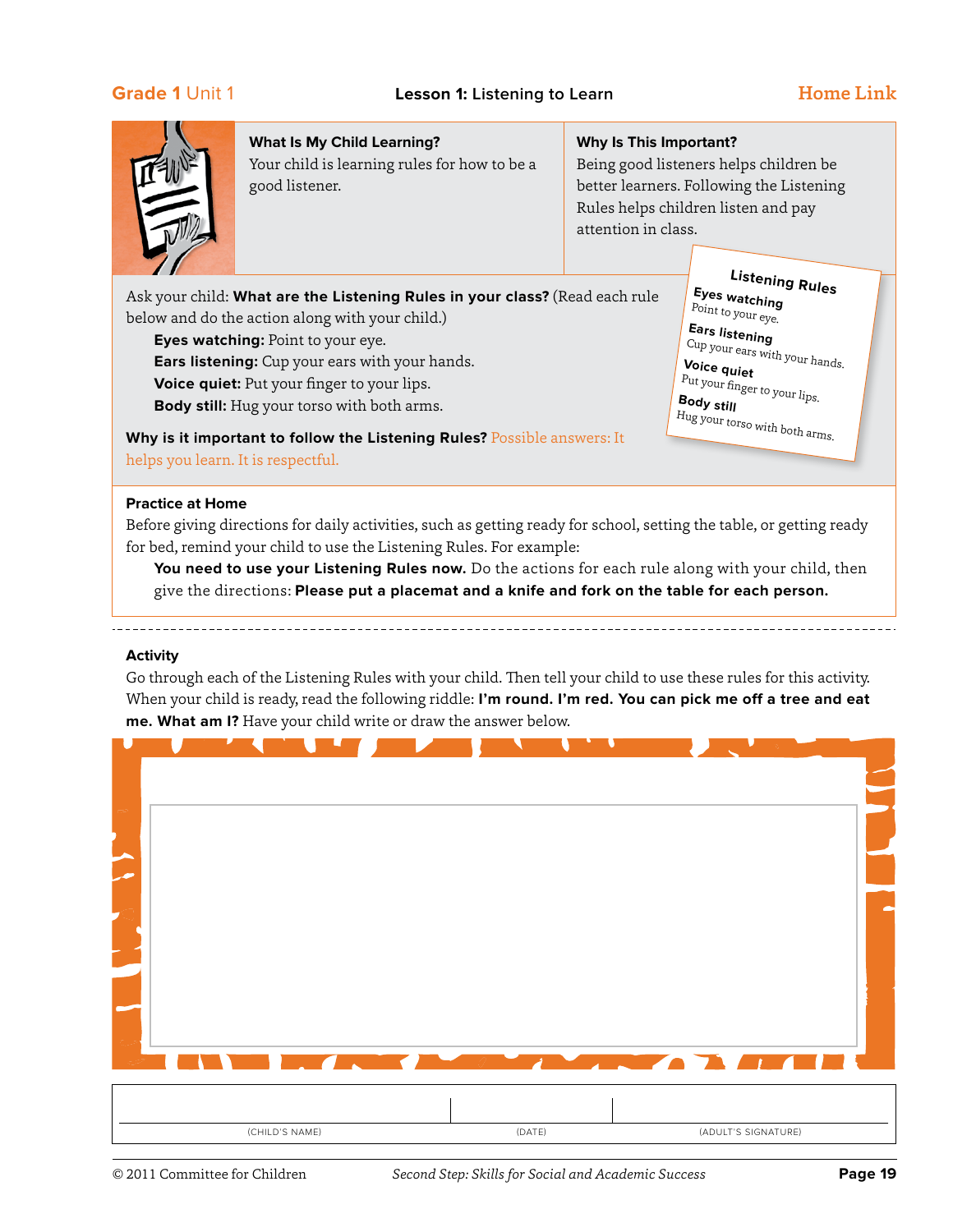Grade 1 Unit 1 — **Lesson 1:** Listening to Learn — Home Link

### What Is My Child Learning?

Your child is learning rules for how to be a good listener.

### Why Is This Important?

Being good listeners helps children be better learners. Following the Listening Rules helps children listen and pay attention in class.

Ask your child: **What are the Listening Rules in your class?** (Read each rule below and do the action along with your child.)

- **Eyes watching:** Point to your eye.
- **Ears listening:** Cup your ears with your hands.
- **Voice quiet:** Put your finger to your lips.
- **Body still:** Hug your torso with both arms.

**Listening Rules**

**Eyes watching**
Point to your eye.

**Ears listening**
Cup your ears with your hands.

**Voice quiet**
Put your finger to your lips.

**Body still**
Hug your torso with both arms.

**Why is it important to follow the Listening Rules?** Possible answers: It helps you learn. It is respectful.

### Practice at Home

Before giving directions for daily activities, such as getting ready for school, setting the table, or getting ready for bed, remind your child to use the Listening Rules. For example:

**You need to use your Listening Rules now.** Do the actions for each rule along with your child, then give the directions: **Please put a placemat and a knife and fork on the table for each person.**

### Activity

Go through each of the Listening Rules with your child. Then tell your child to use these rules for this activity. When your child is ready, read the following riddle: **I'm round. I'm red. You can pick me off a tree and eat me. What am I?** Have your child write or draw the answer below.

| (CHILD'S NAME) | (DATE) | (ADULT'S SIGNATURE) |
|---|---|---|
| | | |

© 2011 Committee for Children — *Second Step: Skills for Social and Academic Success*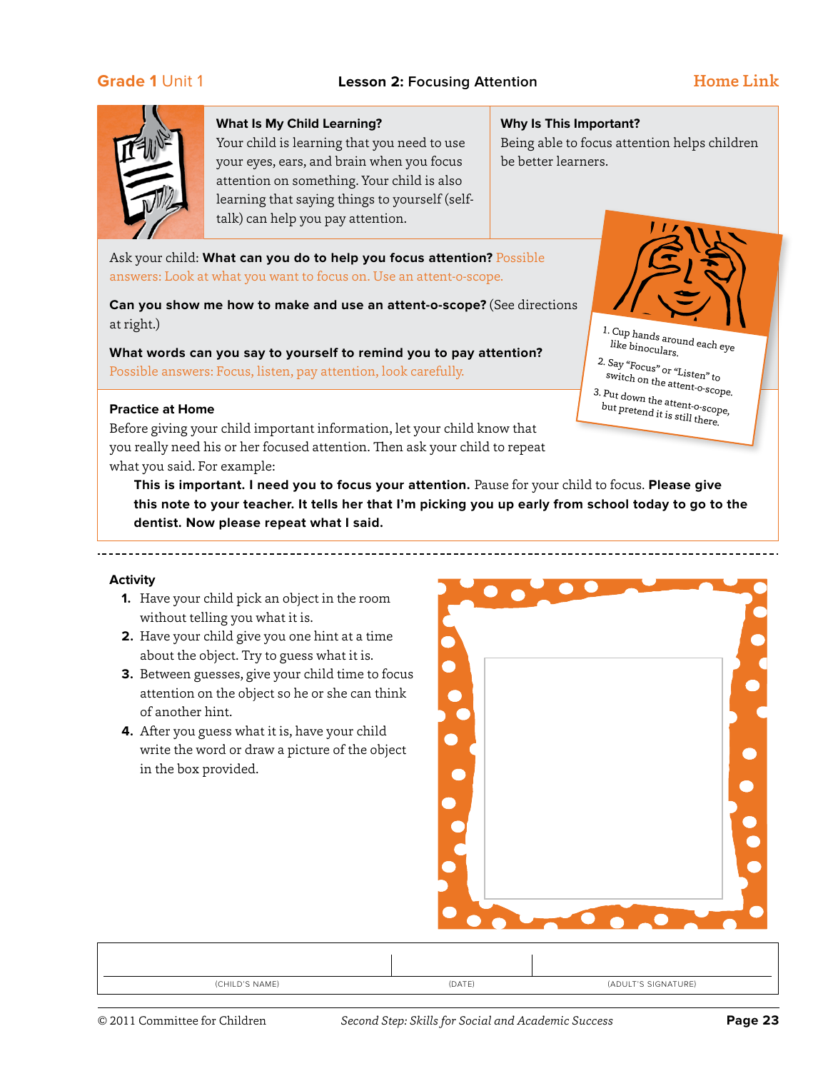**Grade 1** Unit 1 | **Lesson 2:** Focusing Attention | Home Link

### What Is My Child Learning?

Your child is learning that you need to use your eyes, ears, and brain when you focus attention on something. Your child is also learning that saying things to yourself (self-talk) can help you pay attention.

### Why Is This Important?

Being able to focus attention helps children be better learners.

Ask your child: **What can you do to help you focus attention?** Possible answers: Look at what you want to focus on. Use an attent-o-scope.

**Can you show me how to make and use an attent-o-scope?** (See directions at right.)

1. Cup hands around each eye like binoculars.
2. Say "Focus" or "Listen" to switch on the attent-o-scope.
3. Put down the attent-o-scope, but pretend it is still there.

**What words can you say to yourself to remind you to pay attention?** Possible answers: Focus, listen, pay attention, look carefully.

### Practice at Home

Before giving your child important information, let your child know that you really need his or her focused attention. Then ask your child to repeat what you said. For example:

> **This is important. I need you to focus your attention.** Pause for your child to focus. **Please give this note to your teacher. It tells her that I'm picking you up early from school today to go to the dentist. Now please repeat what I said.**

---

### Activity

1. Have your child pick an object in the room without telling you what it is.
2. Have your child give you one hint at a time about the object. Try to guess what it is.
3. Between guesses, give your child time to focus attention on the object so he or she can think of another hint.
4. After you guess what it is, have your child write the word or draw a picture of the object in the box provided.

| (CHILD'S NAME) | (DATE) | (ADULT'S SIGNATURE) |
|---|---|---|

© 2011 Committee for Children *Second Step: Skills for Social and Academic Success*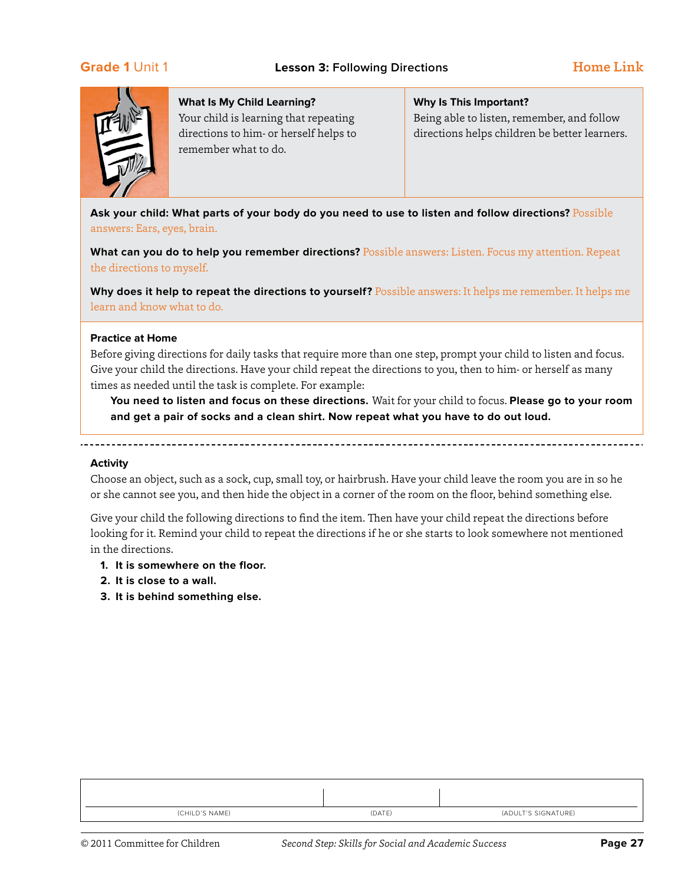**Grade 1** Unit 1 — **Lesson 3:** Following Directions — **Home Link**

### What Is My Child Learning?

Your child is learning that repeating directions to him- or herself helps to remember what to do.

### Why Is This Important?

Being able to listen, remember, and follow directions helps children be better learners.

**Ask your child: What parts of your body do you need to use to listen and follow directions?** Possible answers: Ears, eyes, brain.

**What can you do to help you remember directions?** Possible answers: Listen. Focus my attention. Repeat the directions to myself.

**Why does it help to repeat the directions to yourself?** Possible answers: It helps me remember. It helps me learn and know what to do.

### Practice at Home

Before giving directions for daily tasks that require more than one step, prompt your child to listen and focus. Give your child the directions. Have your child repeat the directions to you, then to him- or herself as many times as needed until the task is complete. For example:

> **You need to listen and focus on these directions.** Wait for your child to focus. **Please go to your room and get a pair of socks and a clean shirt. Now repeat what you have to do out loud.**

---

### Activity

Choose an object, such as a sock, cup, small toy, or hairbrush. Have your child leave the room you are in so he or she cannot see you, and then hide the object in a corner of the room on the floor, behind something else.

Give your child the following directions to find the item. Then have your child repeat the directions before looking for it. Remind your child to repeat the directions if he or she starts to look somewhere not mentioned in the directions.

1. **It is somewhere on the floor.**
2. **It is close to a wall.**
3. **It is behind something else.**

| (CHILD'S NAME) | (DATE) | (ADULT'S SIGNATURE) |
|---|---|---|
| | | |

© 2011 Committee for Children — *Second Step: Skills for Social and Academic Success*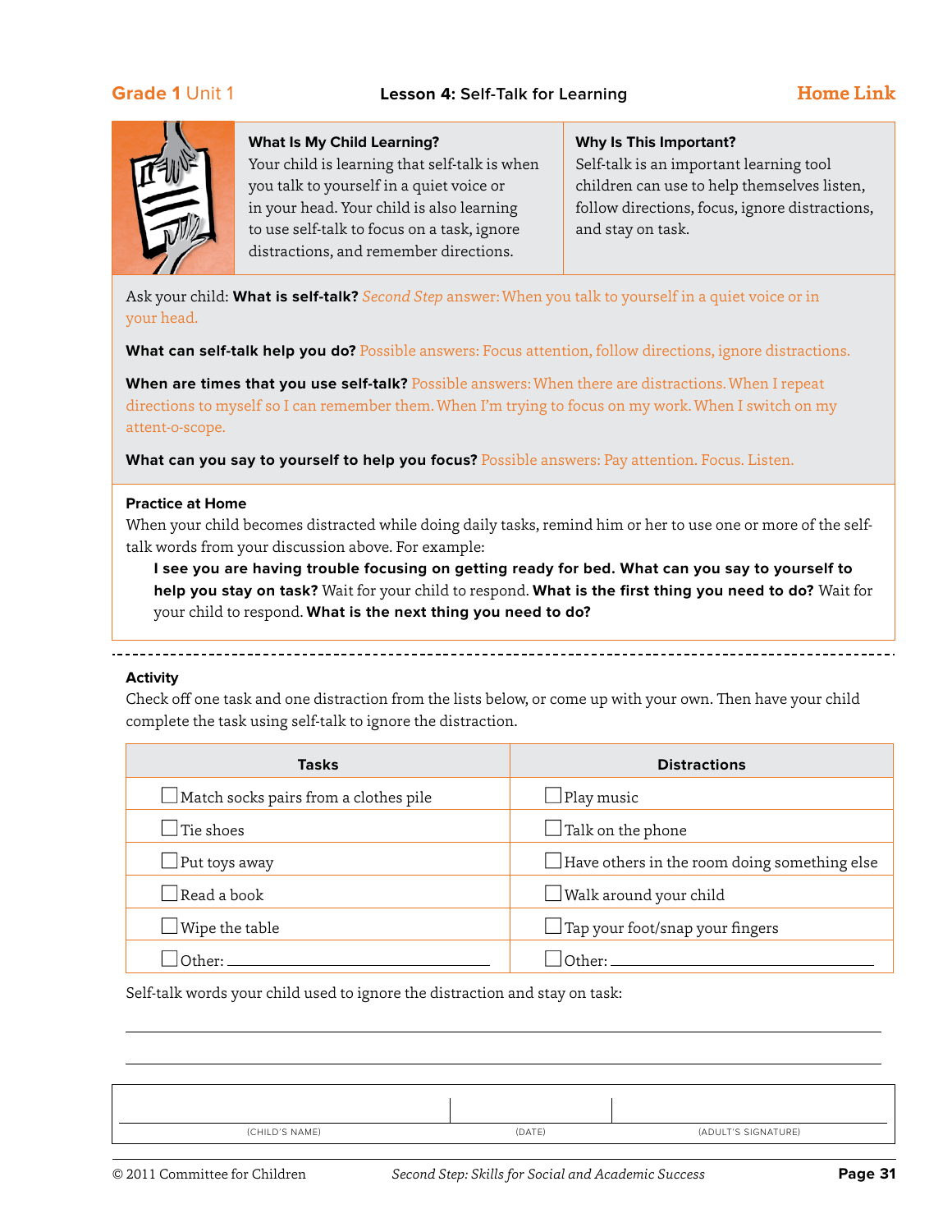Grade 1 Unit 1 — **Lesson 4:** Self-Talk for Learning — Home Link

### What Is My Child Learning?

Your child is learning that self-talk is when you talk to yourself in a quiet voice or in your head. Your child is also learning to use self-talk to focus on a task, ignore distractions, and remember directions.

### Why Is This Important?

Self-talk is an important learning tool children can use to help themselves listen, follow directions, focus, ignore distractions, and stay on task.

Ask your child: **What is self-talk?** *Second Step* answer: When you talk to yourself in a quiet voice or in your head.

**What can self-talk help you do?** Possible answers: Focus attention, follow directions, ignore distractions.

**When are times that you use self-talk?** Possible answers: When there are distractions. When I repeat directions to myself so I can remember them. When I'm trying to focus on my work. When I switch on my attent-o-scope.

**What can you say to yourself to help you focus?** Possible answers: Pay attention. Focus. Listen.

### Practice at Home

When your child becomes distracted while doing daily tasks, remind him or her to use one or more of the self-talk words from your discussion above. For example:

> **I see you are having trouble focusing on getting ready for bed. What can you say to yourself to help you stay on task?** Wait for your child to respond. **What is the first thing you need to do?** Wait for your child to respond. **What is the next thing you need to do?**

---

### Activity

Check off one task and one distraction from the lists below, or come up with your own. Then have your child complete the task using self-talk to ignore the distraction.

| Tasks | Distractions |
|---|---|
| ☐ Match socks pairs from a clothes pile | ☐ Play music |
| ☐ Tie shoes | ☐ Talk on the phone |
| ☐ Put toys away | ☐ Have others in the room doing something else |
| ☐ Read a book | ☐ Walk around your child |
| ☐ Wipe the table | ☐ Tap your foot/snap your fingers |
| ☐ Other: ______________________ | ☐ Other: ______________________ |

Self-talk words your child used to ignore the distraction and stay on task:

______________________________________________________________________

______________________________________________________________________

| (CHILD'S NAME) | (DATE) | (ADULT'S SIGNATURE) |
|---|---|---|
| | | |

© 2011 Committee for Children — *Second Step: Skills for Social and Academic Success*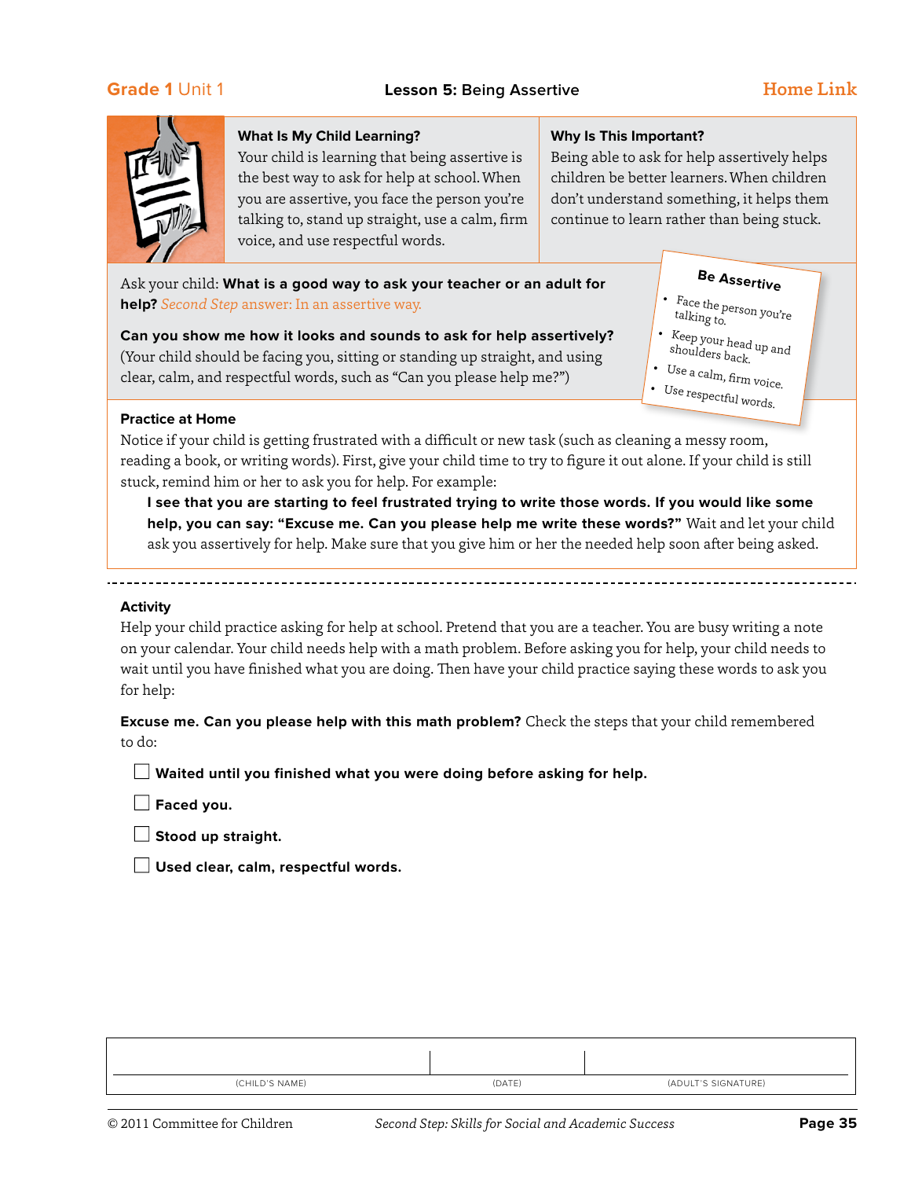**Grade 1** Unit 1 — **Lesson 5:** Being Assertive — Home Link

### What Is My Child Learning?

Your child is learning that being assertive is the best way to ask for help at school. When you are assertive, you face the person you're talking to, stand up straight, use a calm, firm voice, and use respectful words.

### Why Is This Important?

Being able to ask for help assertively helps children be better learners. When children don't understand something, it helps them continue to learn rather than being stuck.

Ask your child: **What is a good way to ask your teacher or an adult for help?** *Second Step* answer: In an assertive way.

**Can you show me how it looks and sounds to ask for help assertively?** (Your child should be facing you, sitting or standing up straight, and using clear, calm, and respectful words, such as "Can you please help me?")

**Be Assertive**

- Face the person you're talking to.
- Keep your head up and shoulders back.
- Use a calm, firm voice.
- Use respectful words.

### Practice at Home

Notice if your child is getting frustrated with a difficult or new task (such as cleaning a messy room, reading a book, or writing words). First, give your child time to try to figure it out alone. If your child is still stuck, remind him or her to ask you for help. For example:

> **I see that you are starting to feel frustrated trying to write those words. If you would like some help, you can say: "Excuse me. Can you please help me write these words?"** Wait and let your child ask you assertively for help. Make sure that you give him or her the needed help soon after being asked.

---

### Activity

Help your child practice asking for help at school. Pretend that you are a teacher. You are busy writing a note on your calendar. Your child needs help with a math problem. Before asking you for help, your child needs to wait until you have finished what you are doing. Then have your child practice saying these words to ask you for help:

**Excuse me. Can you please help with this math problem?** Check the steps that your child remembered to do:

- [ ] **Waited until you finished what you were doing before asking for help.**
- [ ] **Faced you.**
- [ ] **Stood up straight.**
- [ ] **Used clear, calm, respectful words.**

| (CHILD'S NAME) | (DATE) | (ADULT'S SIGNATURE) |
| --- | --- | --- |

© 2011 Committee for Children — *Second Step: Skills for Social and Academic Success*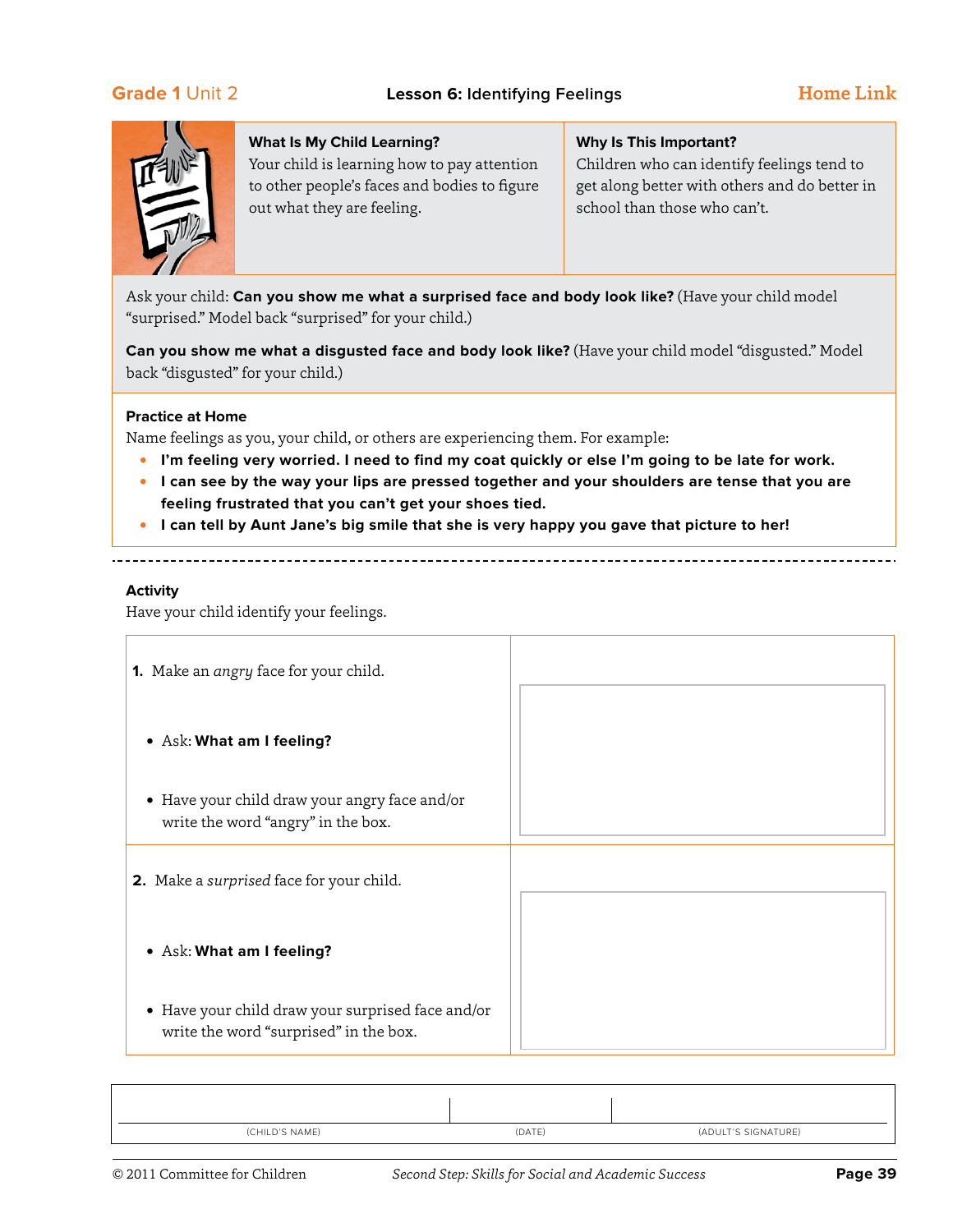**Grade 1** Unit 2 — **Lesson 6:** Identifying Feelings — Home Link

### What Is My Child Learning?

Your child is learning how to pay attention to other people's faces and bodies to figure out what they are feeling.

### Why Is This Important?

Children who can identify feelings tend to get along better with others and do better in school than those who can't.

Ask your child: **Can you show me what a surprised face and body look like?** (Have your child model "surprised." Model back "surprised" for your child.)

**Can you show me what a disgusted face and body look like?** (Have your child model "disgusted." Model back "disgusted" for your child.)

### Practice at Home

Name feelings as you, your child, or others are experiencing them. For example:

- **I'm feeling very worried. I need to find my coat quickly or else I'm going to be late for work.**
- **I can see by the way your lips are pressed together and your shoulders are tense that you are feeling frustrated that you can't get your shoes tied.**
- **I can tell by Aunt Jane's big smile that she is very happy you gave that picture to her!**

---

### Activity

Have your child identify your feelings.

| | |
|---|---|
| **1.** Make an *angry* face for your child.<br><br>• Ask: **What am I feeling?**<br><br>• Have your child draw your angry face and/or write the word "angry" in the box. | |
| **2.** Make a *surprised* face for your child.<br><br>• Ask: **What am I feeling?**<br><br>• Have your child draw your surprised face and/or write the word "surprised" in the box. | |

| (CHILD'S NAME) | (DATE) | (ADULT'S SIGNATURE) |
|---|---|---|
| | | |

© 2011 Committee for Children — *Second Step: Skills for Social and Academic Success*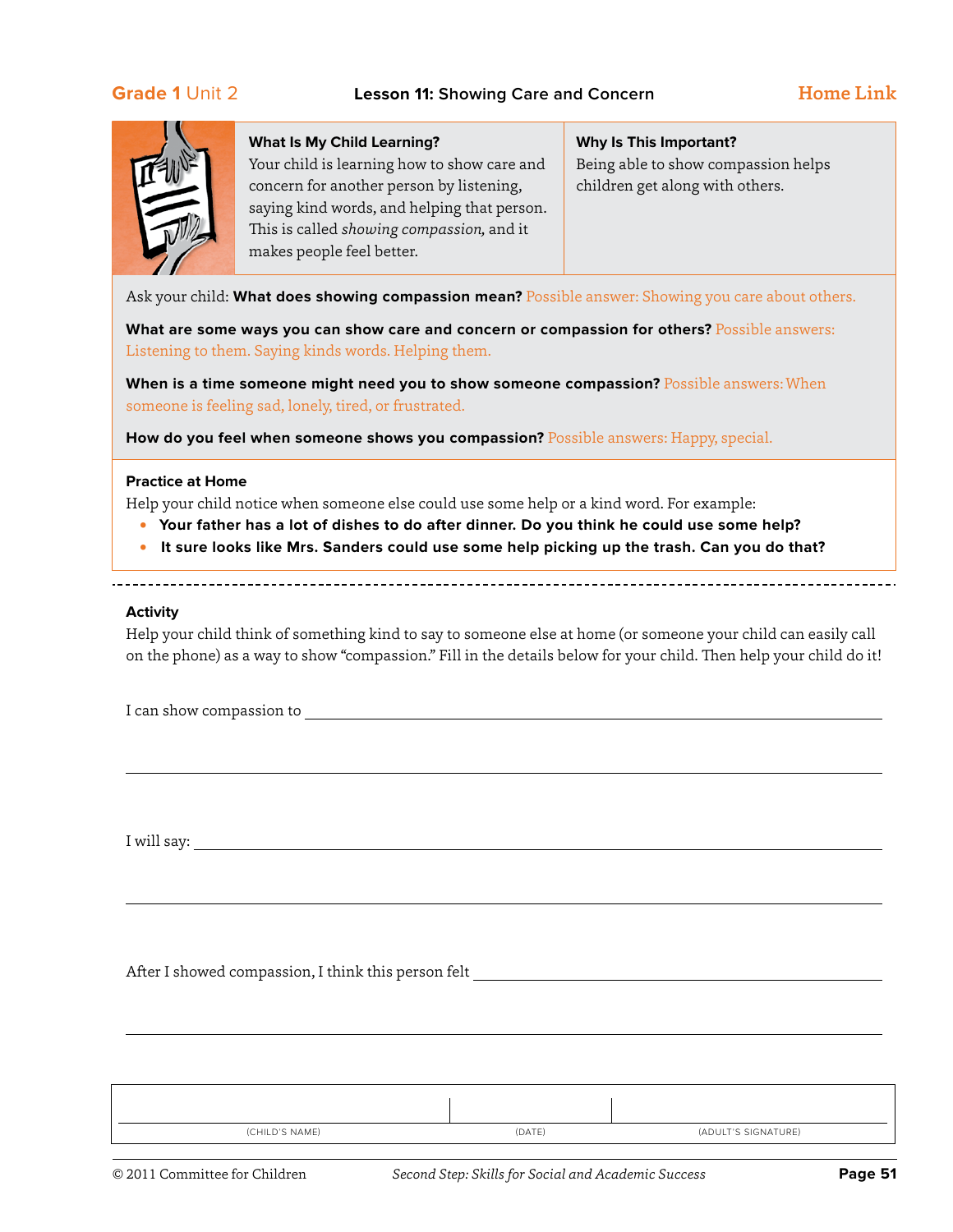**Grade 1** Unit 2 — **Lesson 11:** Showing Care and Concern — **Home Link**

**What Is My Child Learning?**

Your child is learning how to show care and concern for another person by listening, saying kind words, and helping that person. This is called *showing compassion,* and it makes people feel better.

**Why Is This Important?**

Being able to show compassion helps children get along with others.

Ask your child: **What does showing compassion mean?** Possible answer: Showing you care about others.

**What are some ways you can show care and concern or compassion for others?** Possible answers: Listening to them. Saying kinds words. Helping them.

**When is a time someone might need you to show someone compassion?** Possible answers: When someone is feeling sad, lonely, tired, or frustrated.

**How do you feel when someone shows you compassion?** Possible answers: Happy, special.

**Practice at Home**

Help your child notice when someone else could use some help or a kind word. For example:

- **Your father has a lot of dishes to do after dinner. Do you think he could use some help?**
- **It sure looks like Mrs. Sanders could use some help picking up the trash. Can you do that?**

---

**Activity**

Help your child think of something kind to say to someone else at home (or someone your child can easily call on the phone) as a way to show "compassion." Fill in the details below for your child. Then help your child do it!

I can show compassion to ______________________________________________

______________________________________________

I will say: ______________________________________________

______________________________________________

After I showed compassion, I think this person felt ______________________________

______________________________________________

| | | |
|---|---|---|
| (CHILD'S NAME) | (DATE) | (ADULT'S SIGNATURE) |

© 2011 Committee for Children — *Second Step: Skills for Social and Academic Success*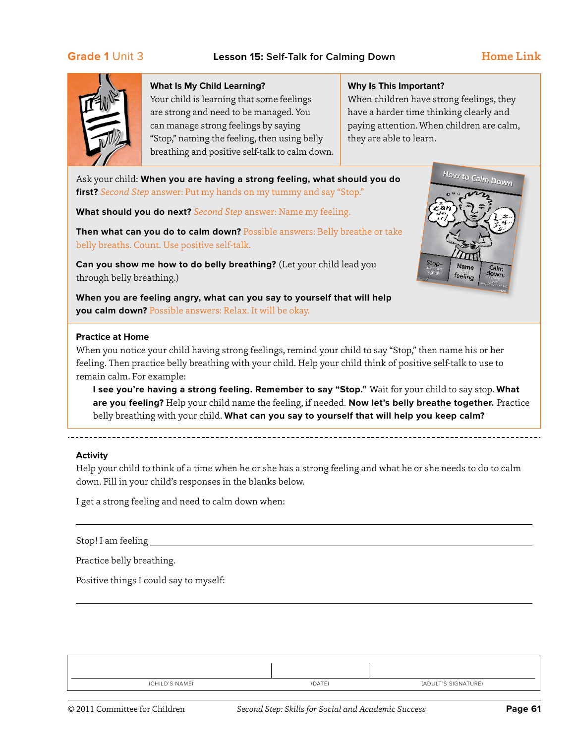**Grade 1** Unit 3 — **Lesson 15:** Self-Talk for Calming Down — Home Link

### What Is My Child Learning?

Your child is learning that some feelings are strong and need to be managed. You can manage strong feelings by saying "Stop," naming the feeling, then using belly breathing and positive self-talk to calm down.

### Why Is This Important?

When children have strong feelings, they have a harder time thinking clearly and paying attention. When children are calm, they are able to learn.

Ask your child: **When you are having a strong feeling, what should you do first?** *Second Step* answer: Put my hands on my tummy and say "Stop."

**What should you do next?** *Second Step* answer: Name my feeling.

**Then what can you do to calm down?** Possible answers: Belly breathe or take belly breaths. Count. Use positive self-talk.

**Can you show me how to do belly breathing?** (Let your child lead you through belly breathing.)

**When you are feeling angry, what can you say to yourself that will help you calm down?** Possible answers: Relax. It will be okay.

### Practice at Home

When you notice your child having strong feelings, remind your child to say "Stop," then name his or her feeling. Then practice belly breathing with your child. Help your child think of positive self-talk to use to remain calm. For example:

> **I see you're having a strong feeling. Remember to say "Stop."** Wait for your child to say stop. **What are you feeling?** Help your child name the feeling, if needed. **Now let's belly breathe together.** Practice belly breathing with your child. **What can you say to yourself that will help you keep calm?**

---

### Activity

Help your child to think of a time when he or she has a strong feeling and what he or she needs to do to calm down. Fill in your child's responses in the blanks below.

I get a strong feeling and need to calm down when:

\_\_\_\_\_\_\_\_\_\_\_\_\_\_\_\_\_\_\_\_\_\_\_\_\_\_\_\_\_\_\_\_\_\_\_\_\_\_\_\_\_\_\_\_\_\_\_\_

Stop! I am feeling \_\_\_\_\_\_\_\_\_\_\_\_\_\_\_\_\_\_\_\_\_\_\_\_\_\_\_\_\_\_\_\_\_\_\_\_

Practice belly breathing.

Positive things I could say to myself:

\_\_\_\_\_\_\_\_\_\_\_\_\_\_\_\_\_\_\_\_\_\_\_\_\_\_\_\_\_\_\_\_\_\_\_\_\_\_\_\_\_\_\_\_\_\_\_\_

| | | |
|---|---|---|
| (CHILD'S NAME) | (DATE) | (ADULT'S SIGNATURE) |

© 2011 Committee for Children — *Second Step: Skills for Social and Academic Success*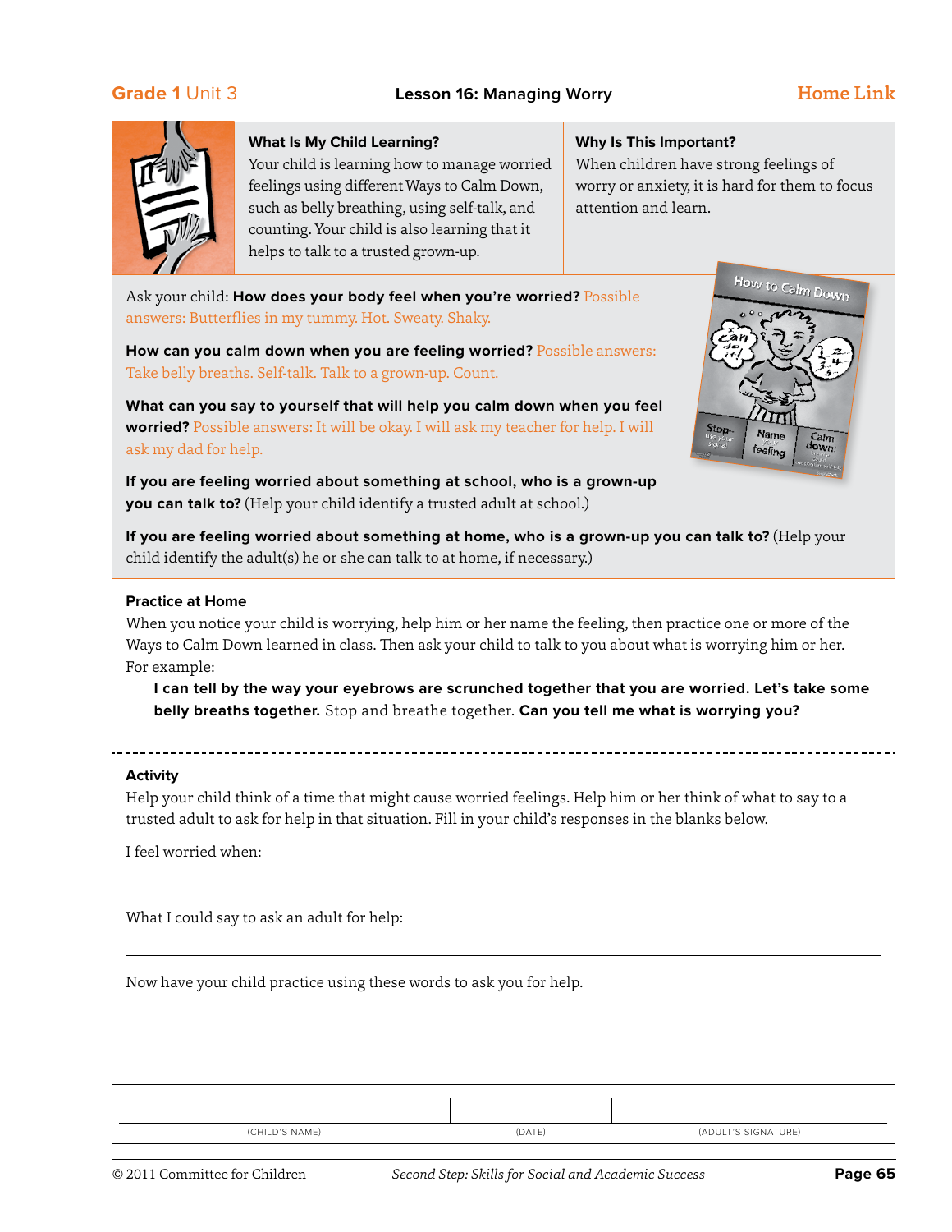**Grade 1** Unit 3 **Lesson 16:** Managing Worry **Home Link**

**What Is My Child Learning?**

Your child is learning how to manage worried feelings using different Ways to Calm Down, such as belly breathing, using self-talk, and counting. Your child is also learning that it helps to talk to a trusted grown-up.

**Why Is This Important?**

When children have strong feelings of worry or anxiety, it is hard for them to focus attention and learn.

Ask your child: **How does your body feel when you're worried?** Possible answers: Butterflies in my tummy. Hot. Sweaty. Shaky.

**How can you calm down when you are feeling worried?** Possible answers: Take belly breaths. Self-talk. Talk to a grown-up. Count.

**What can you say to yourself that will help you calm down when you feel worried?** Possible answers: It will be okay. I will ask my teacher for help. I will ask my dad for help.

**If you are feeling worried about something at school, who is a grown-up you can talk to?** (Help your child identify a trusted adult at school.)

**If you are feeling worried about something at home, who is a grown-up you can talk to?** (Help your child identify the adult(s) he or she can talk to at home, if necessary.)

**Practice at Home**

When you notice your child is worrying, help him or her name the feeling, then practice one or more of the Ways to Calm Down learned in class. Then ask your child to talk to you about what is worrying him or her. For example:

> **I can tell by the way your eyebrows are scrunched together that you are worried. Let's take some belly breaths together.** Stop and breathe together. **Can you tell me what is worrying you?**

**Activity**

Help your child think of a time that might cause worried feelings. Help him or her think of what to say to a trusted adult to ask for help in that situation. Fill in your child's responses in the blanks below.

I feel worried when:

\_\_\_\_\_\_\_\_\_\_\_\_\_\_\_\_\_\_\_\_\_\_\_\_\_\_\_\_\_\_\_\_\_\_\_\_\_\_\_\_\_\_\_\_\_\_\_\_

What I could say to ask an adult for help:

\_\_\_\_\_\_\_\_\_\_\_\_\_\_\_\_\_\_\_\_\_\_\_\_\_\_\_\_\_\_\_\_\_\_\_\_\_\_\_\_\_\_\_\_\_\_\_\_

Now have your child practice using these words to ask you for help.

| (CHILD'S NAME) | (DATE) | (ADULT'S SIGNATURE) |
|---|---|---|
| | | |

© 2011 Committee for Children *Second Step: Skills for Social and Academic Success*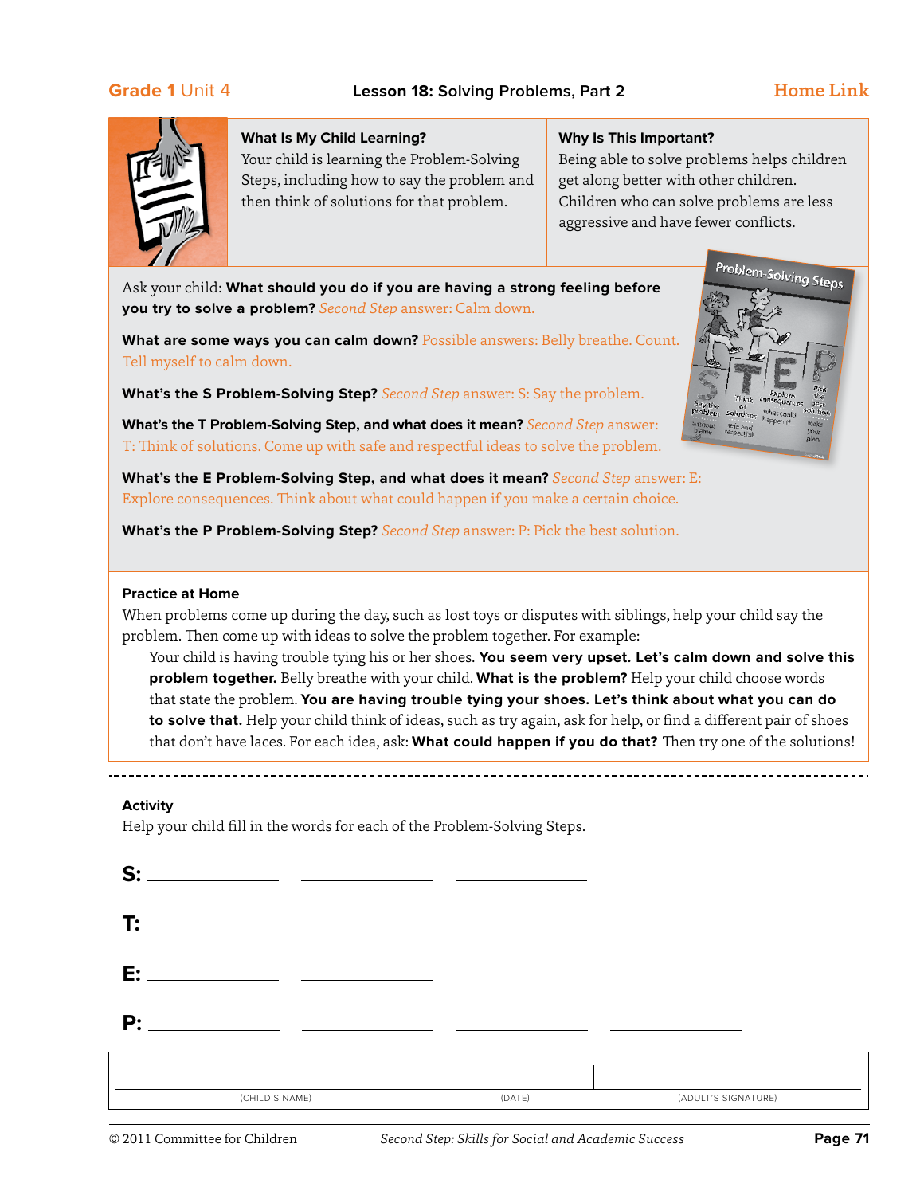**Grade 1** Unit 4 | **Lesson 18:** Solving Problems, Part 2 | **Home Link**

### What Is My Child Learning?

Your child is learning the Problem-Solving Steps, including how to say the problem and then think of solutions for that problem.

### Why Is This Important?

Being able to solve problems helps children get along better with other children. Children who can solve problems are less aggressive and have fewer conflicts.

Ask your child: **What should you do if you are having a strong feeling before you try to solve a problem?** *Second Step* answer: Calm down.

**What are some ways you can calm down?** Possible answers: Belly breathe. Count. Tell myself to calm down.

**What's the S Problem-Solving Step?** *Second Step* answer: S: Say the problem.

**What's the T Problem-Solving Step, and what does it mean?** *Second Step* answer: T: Think of solutions. Come up with safe and respectful ideas to solve the problem.

**What's the E Problem-Solving Step, and what does it mean?** *Second Step* answer: E: Explore consequences. Think about what could happen if you make a certain choice.

**What's the P Problem-Solving Step?** *Second Step* answer: P: Pick the best solution.

### Practice at Home

When problems come up during the day, such as lost toys or disputes with siblings, help your child say the problem. Then come up with ideas to solve the problem together. For example:

> Your child is having trouble tying his or her shoes. **You seem very upset. Let's calm down and solve this problem together.** Belly breathe with your child. **What is the problem?** Help your child choose words that state the problem. **You are having trouble tying your shoes. Let's think about what you can do to solve that.** Help your child think of ideas, such as try again, ask for help, or find a different pair of shoes that don't have laces. For each idea, ask: **What could happen if you do that?** Then try one of the solutions!

---

### Activity

Help your child fill in the words for each of the Problem-Solving Steps.

**S:** ____________ ____________ ____________

**T:** ____________ ____________ ____________

**E:** ____________ ____________

**P:** ____________ ____________ ____________ ____________

| (CHILD'S NAME) | (DATE) | (ADULT'S SIGNATURE) |
|---|---|---|
| | | |

© 2011 Committee for Children *Second Step: Skills for Social and Academic Success*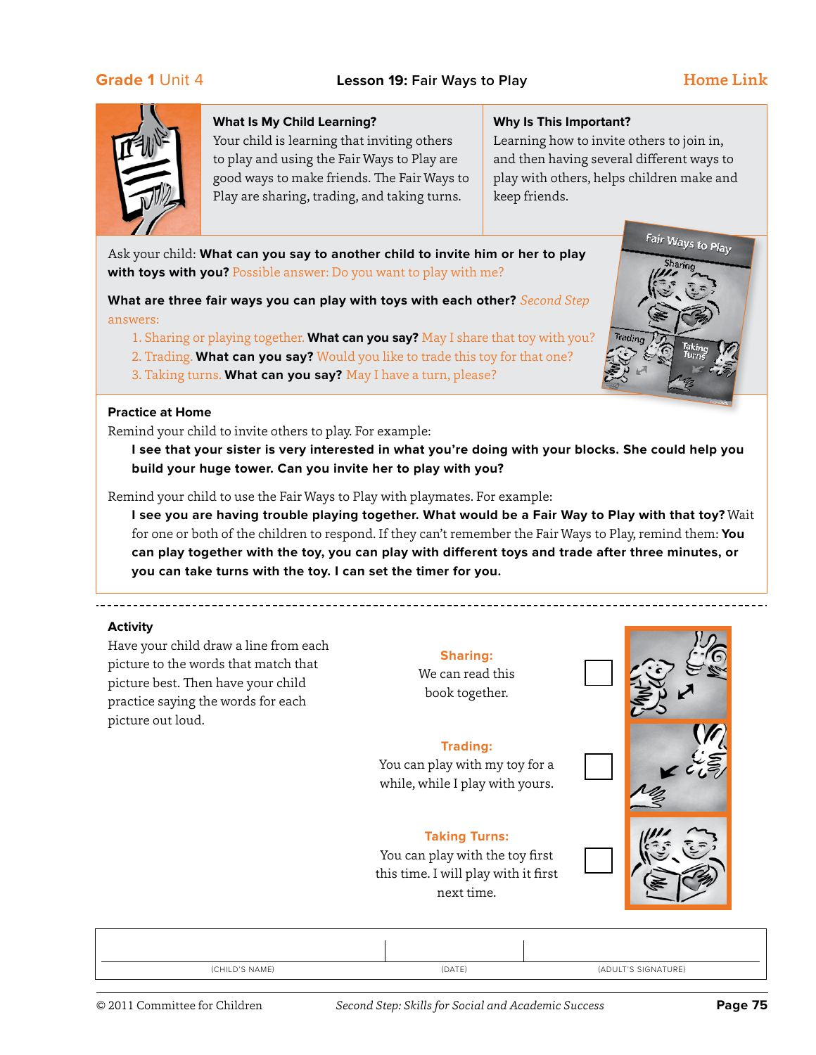**Grade 1** Unit 4 — **Lesson 19:** Fair Ways to Play — Home Link

### What Is My Child Learning?

Your child is learning that inviting others to play and using the Fair Ways to Play are good ways to make friends. The Fair Ways to Play are sharing, trading, and taking turns.

### Why Is This Important?

Learning how to invite others to join in, and then having several different ways to play with others, helps children make and keep friends.

Ask your child: **What can you say to another child to invite him or her to play with toys with you?** Possible answer: Do you want to play with me?

**What are three fair ways you can play with toys with each other?** *Second Step* answers:

1. Sharing or playing together. **What can you say?** May I share that toy with you?
2. Trading. **What can you say?** Would you like to trade this toy for that one?
3. Taking turns. **What can you say?** May I have a turn, please?

Fair Ways to Play

Sharing

Trading

Taking Turns

### Practice at Home

Remind your child to invite others to play. For example:

**I see that your sister is very interested in what you're doing with your blocks. She could help you build your huge tower. Can you invite her to play with you?**

Remind your child to use the Fair Ways to Play with playmates. For example:

**I see you are having trouble playing together. What would be a Fair Way to Play with that toy?** Wait for one or both of the children to respond. If they can't remember the Fair Ways to Play, remind them: **You can play together with the toy, you can play with different toys and trade after three minutes, or you can take turns with the toy. I can set the timer for you.**

---

### Activity

Have your child draw a line from each picture to the words that match that picture best. Then have your child practice saying the words for each picture out loud.

**Sharing:**
We can read this book together. ☐

**Trading:**
You can play with my toy for a while, while I play with yours. ☐

**Taking Turns:**
You can play with the toy first this time. I will play with it first next time. ☐

| | | |
|---|---|---|
| (CHILD'S NAME) | (DATE) | (ADULT'S SIGNATURE) |

© 2011 Committee for Children — *Second Step: Skills for Social and Academic Success*